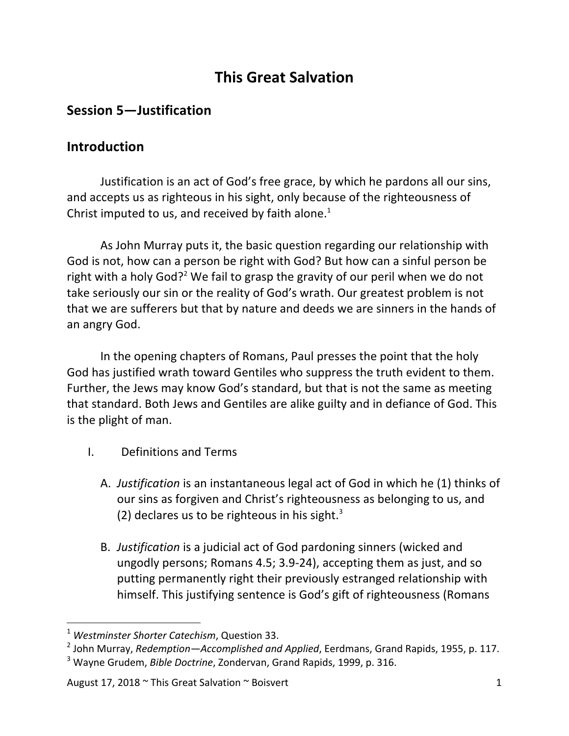# This Great Salvation

## Session 5—Justification

## Introduction

Justification is an act of God's free grace, by which he pardons all our sins, and accepts us as righteous in his sight, only because of the righteousness of Christ imputed to us, and received by faith alone.[1]

As John Murray puts it, the basic question regarding our relationship with God is not, how can a person be right with God? But how can a sinful person be right with a holy God?[2] We fail to grasp the gravity of our peril when we do not take seriously our sin or the reality of God's wrath. Our greatest problem is not that we are sufferers but that by nature and deeds we are sinners in the hands of an angry God.

In the opening chapters of Romans, Paul presses the point that the holy God has justified wrath toward Gentiles who suppress the truth evident to them. Further, the Jews may know God's standard, but that is not the same as meeting that standard. Both Jews and Gentiles are alike guilty and in defiance of God. This is the plight of man.

I. Definitions and Terms

   A. *Justification* is an instantaneous legal act of God in which he (1) thinks of our sins as forgiven and Christ's righteousness as belonging to us, and (2) declares us to be righteous in his sight.[3]

   B. *Justification* is a judicial act of God pardoning sinners (wicked and ungodly persons; Romans 4.5; 3.9-24), accepting them as just, and so putting permanently right their previously estranged relationship with himself. This justifying sentence is God's gift of righteousness (Romans

---

[1] *Westminster Shorter Catechism*, Question 33.

[2] John Murray, *Redemption—Accomplished and Applied*, Eerdmans, Grand Rapids, 1955, p. 117.

[3] Wayne Grudem, *Bible Doctrine*, Zondervan, Grand Rapids, 1999, p. 316.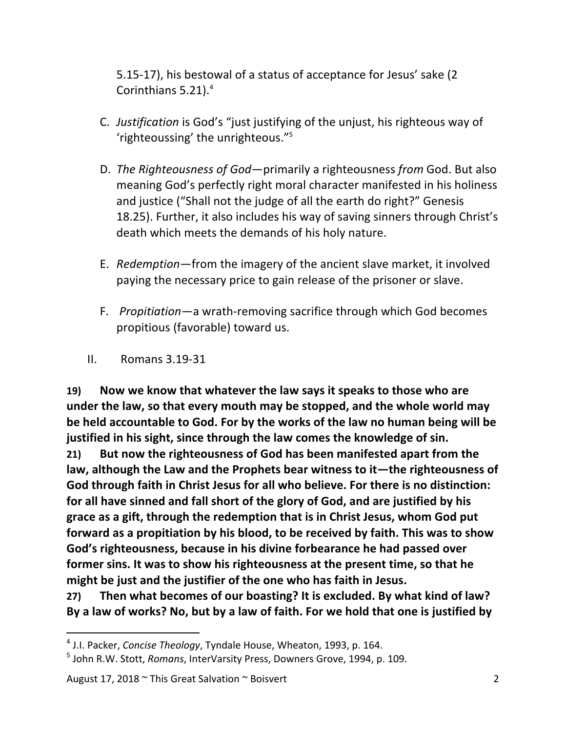5.15-17), his bestowal of a status of acceptance for Jesus' sake (2 Corinthians 5.21).[4]

C. *Justification* is God's "just justifying of the unjust, his righteous way of 'righteoussing' the unrighteous."[5]

D. *The Righteousness of God*—primarily a righteousness *from* God. But also meaning God's perfectly right moral character manifested in his holiness and justice ("Shall not the judge of all the earth do right?" Genesis 18.25). Further, it also includes his way of saving sinners through Christ's death which meets the demands of his holy nature.

E. *Redemption*—from the imagery of the ancient slave market, it involved paying the necessary price to gain release of the prisoner or slave.

F. *Propitiation*—a wrath-removing sacrifice through which God becomes propitious (favorable) toward us.

II. Romans 3.19-31

**19) Now we know that whatever the law says it speaks to those who are under the law, so that every mouth may be stopped, and the whole world may be held accountable to God. For by the works of the law no human being will be justified in his sight, since through the law comes the knowledge of sin.**
**21) But now the righteousness of God has been manifested apart from the law, although the Law and the Prophets bear witness to it—the righteousness of God through faith in Christ Jesus for all who believe. For there is no distinction: for all have sinned and fall short of the glory of God, and are justified by his grace as a gift, through the redemption that is in Christ Jesus, whom God put forward as a propitiation by his blood, to be received by faith. This was to show God's righteousness, because in his divine forbearance he had passed over former sins. It was to show his righteousness at the present time, so that he might be just and the justifier of the one who has faith in Jesus.**
**27) Then what becomes of our boasting? It is excluded. By what kind of law? By a law of works? No, but by a law of faith. For we hold that one is justified by**

---

[4] J.I. Packer, *Concise Theology*, Tyndale House, Wheaton, 1993, p. 164.
[5] John R.W. Stott, *Romans*, InterVarsity Press, Downers Grove, 1994, p. 109.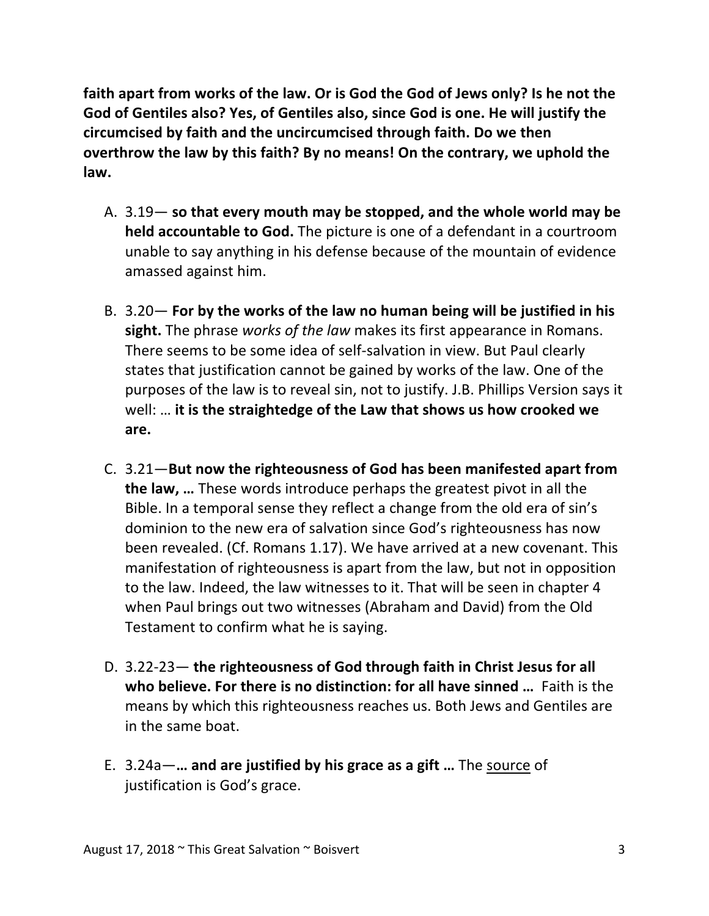**faith apart from works of the law. Or is God the God of Jews only? Is he not the God of Gentiles also? Yes, of Gentiles also, since God is one. He will justify the circumcised by faith and the uncircumcised through faith. Do we then overthrow the law by this faith? By no means! On the contrary, we uphold the law.**

A. 3.19— **so that every mouth may be stopped, and the whole world may be held accountable to God.** The picture is one of a defendant in a courtroom unable to say anything in his defense because of the mountain of evidence amassed against him.

B. 3.20— **For by the works of the law no human being will be justified in his sight.** The phrase *works of the law* makes its first appearance in Romans. There seems to be some idea of self-salvation in view. But Paul clearly states that justification cannot be gained by works of the law. One of the purposes of the law is to reveal sin, not to justify. J.B. Phillips Version says it well: … **it is the straightedge of the Law that shows us how crooked we are.**

C. 3.21—**But now the righteousness of God has been manifested apart from the law, …** These words introduce perhaps the greatest pivot in all the Bible. In a temporal sense they reflect a change from the old era of sin's dominion to the new era of salvation since God's righteousness has now been revealed. (Cf. Romans 1.17). We have arrived at a new covenant. This manifestation of righteousness is apart from the law, but not in opposition to the law. Indeed, the law witnesses to it. That will be seen in chapter 4 when Paul brings out two witnesses (Abraham and David) from the Old Testament to confirm what he is saying.

D. 3.22-23— **the righteousness of God through faith in Christ Jesus for all who believe. For there is no distinction: for all have sinned …** Faith is the means by which this righteousness reaches us. Both Jews and Gentiles are in the same boat.

E. 3.24a—**… and are justified by his grace as a gift …** The <u>source</u> of justification is God's grace.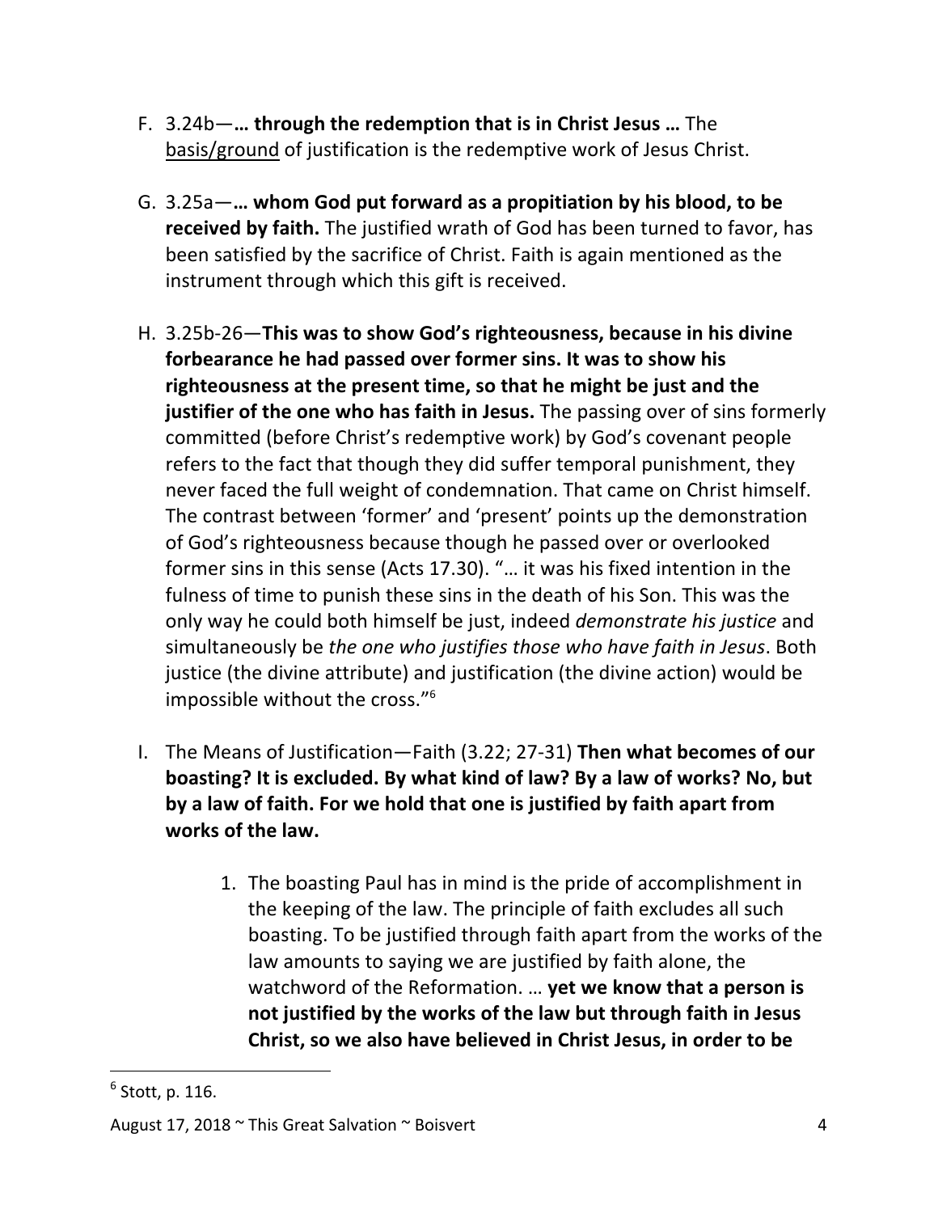F. 3.24b—**… through the redemption that is in Christ Jesus …** The basis/ground of justification is the redemptive work of Jesus Christ.

G. 3.25a—**… whom God put forward as a propitiation by his blood, to be received by faith.** The justified wrath of God has been turned to favor, has been satisfied by the sacrifice of Christ. Faith is again mentioned as the instrument through which this gift is received.

H. 3.25b-26—**This was to show God's righteousness, because in his divine forbearance he had passed over former sins. It was to show his righteousness at the present time, so that he might be just and the justifier of the one who has faith in Jesus.** The passing over of sins formerly committed (before Christ's redemptive work) by God's covenant people refers to the fact that though they did suffer temporal punishment, they never faced the full weight of condemnation. That came on Christ himself. The contrast between 'former' and 'present' points up the demonstration of God's righteousness because though he passed over or overlooked former sins in this sense (Acts 17.30). "… it was his fixed intention in the fulness of time to punish these sins in the death of his Son. This was the only way he could both himself be just, indeed *demonstrate his justice* and simultaneously be *the one who justifies those who have faith in Jesus*. Both justice (the divine attribute) and justification (the divine action) would be impossible without the cross."[6]

I. The Means of Justification—Faith (3.22; 27-31) **Then what becomes of our boasting? It is excluded. By what kind of law? By a law of works? No, but by a law of faith. For we hold that one is justified by faith apart from works of the law.**

    1. The boasting Paul has in mind is the pride of accomplishment in the keeping of the law. The principle of faith excludes all such boasting. To be justified through faith apart from the works of the law amounts to saying we are justified by faith alone, the watchword of the Reformation. … **yet we know that a person is not justified by the works of the law but through faith in Jesus Christ, so we also have believed in Christ Jesus, in order to be**

---

[6] Stott, p. 116.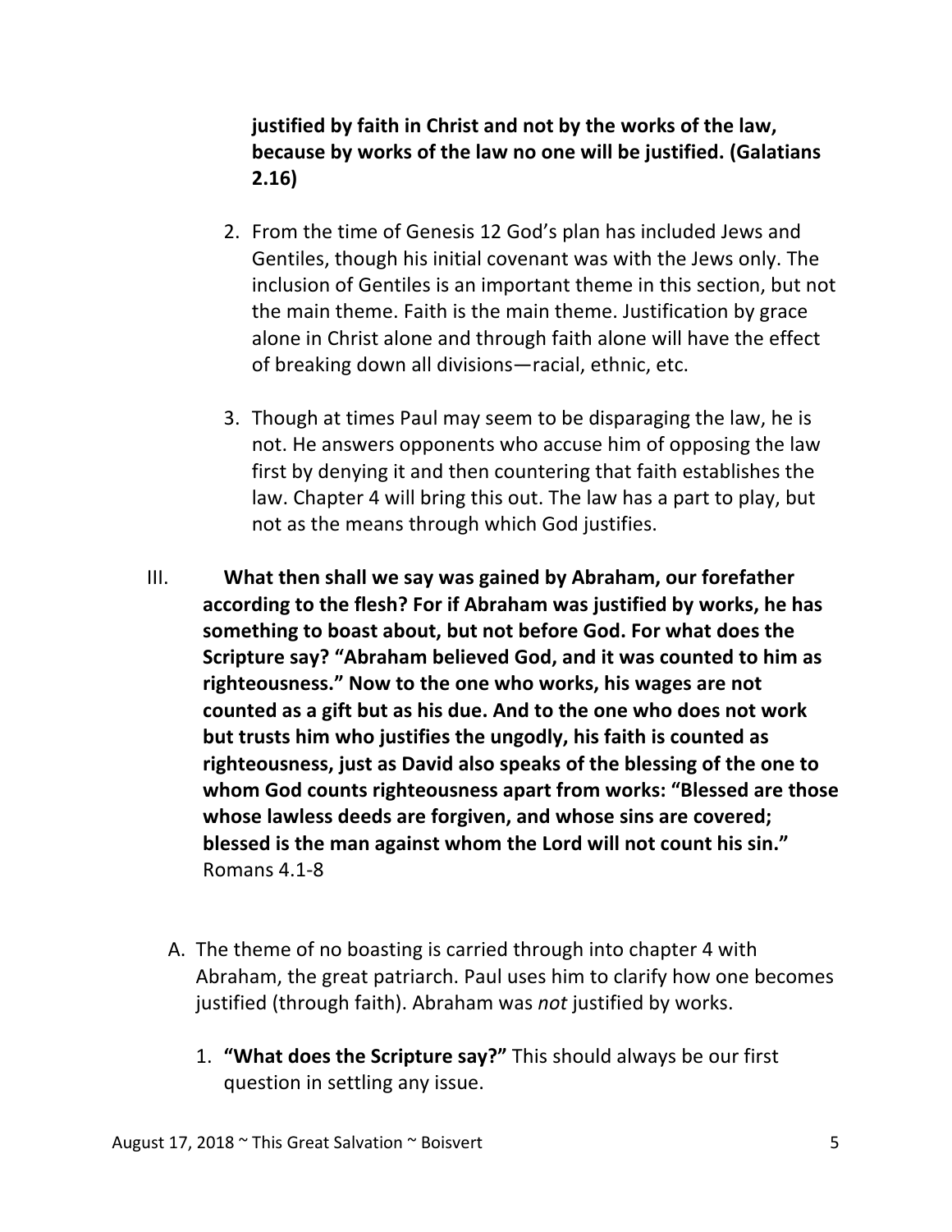**justified by faith in Christ and not by the works of the law, because by works of the law no one will be justified. (Galatians 2.16)**

2. From the time of Genesis 12 God's plan has included Jews and Gentiles, though his initial covenant was with the Jews only. The inclusion of Gentiles is an important theme in this section, but not the main theme. Faith is the main theme. Justification by grace alone in Christ alone and through faith alone will have the effect of breaking down all divisions—racial, ethnic, etc.

3. Though at times Paul may seem to be disparaging the law, he is not. He answers opponents who accuse him of opposing the law first by denying it and then countering that faith establishes the law. Chapter 4 will bring this out. The law has a part to play, but not as the means through which God justifies.

III. **What then shall we say was gained by Abraham, our forefather according to the flesh? For if Abraham was justified by works, he has something to boast about, but not before God. For what does the Scripture say? "Abraham believed God, and it was counted to him as righteousness." Now to the one who works, his wages are not counted as a gift but as his due. And to the one who does not work but trusts him who justifies the ungodly, his faith is counted as righteousness, just as David also speaks of the blessing of the one to whom God counts righteousness apart from works: "Blessed are those whose lawless deeds are forgiven, and whose sins are covered; blessed is the man against whom the Lord will not count his sin."** Romans 4.1-8

A. The theme of no boasting is carried through into chapter 4 with Abraham, the great patriarch. Paul uses him to clarify how one becomes justified (through faith). Abraham was *not* justified by works.

   1. **"What does the Scripture say?"** This should always be our first question in settling any issue.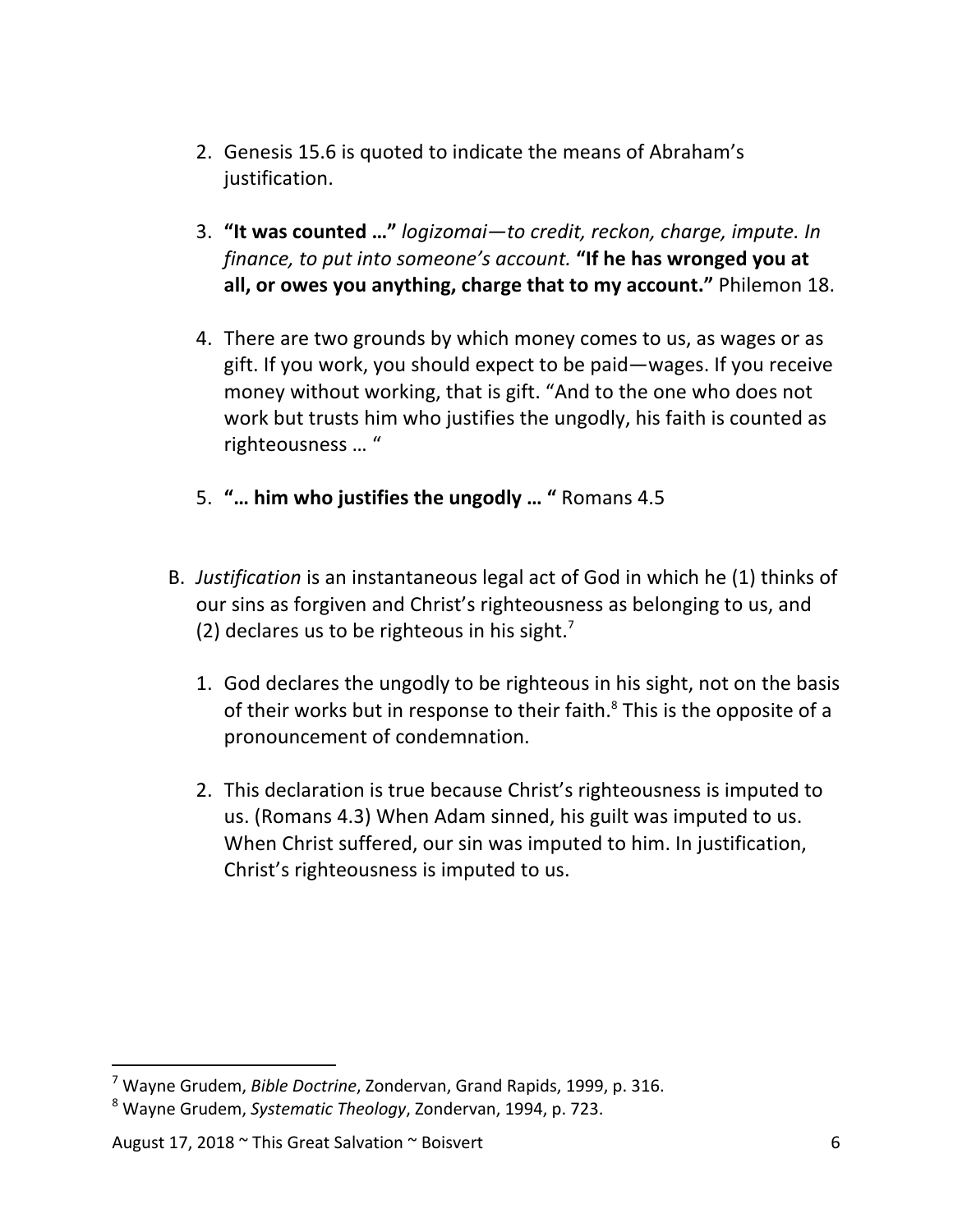2. Genesis 15.6 is quoted to indicate the means of Abraham's justification.

3. **"It was counted …"** *logizomai—to credit, reckon, charge, impute. In finance, to put into someone's account.* **"If he has wronged you at all, or owes you anything, charge that to my account."** Philemon 18.

4. There are two grounds by which money comes to us, as wages or as gift. If you work, you should expect to be paid—wages. If you receive money without working, that is gift. "And to the one who does not work but trusts him who justifies the ungodly, his faith is counted as righteousness … "

5. **"… him who justifies the ungodly … "** Romans 4.5

B. *Justification* is an instantaneous legal act of God in which he (1) thinks of our sins as forgiven and Christ's righteousness as belonging to us, and (2) declares us to be righteous in his sight.[7]

   1. God declares the ungodly to be righteous in his sight, not on the basis of their works but in response to their faith.[8] This is the opposite of a pronouncement of condemnation.

   2. This declaration is true because Christ's righteousness is imputed to us. (Romans 4.3) When Adam sinned, his guilt was imputed to us. When Christ suffered, our sin was imputed to him. In justification, Christ's righteousness is imputed to us.

---

[7] Wayne Grudem, *Bible Doctrine*, Zondervan, Grand Rapids, 1999, p. 316.

[8] Wayne Grudem, *Systematic Theology*, Zondervan, 1994, p. 723.